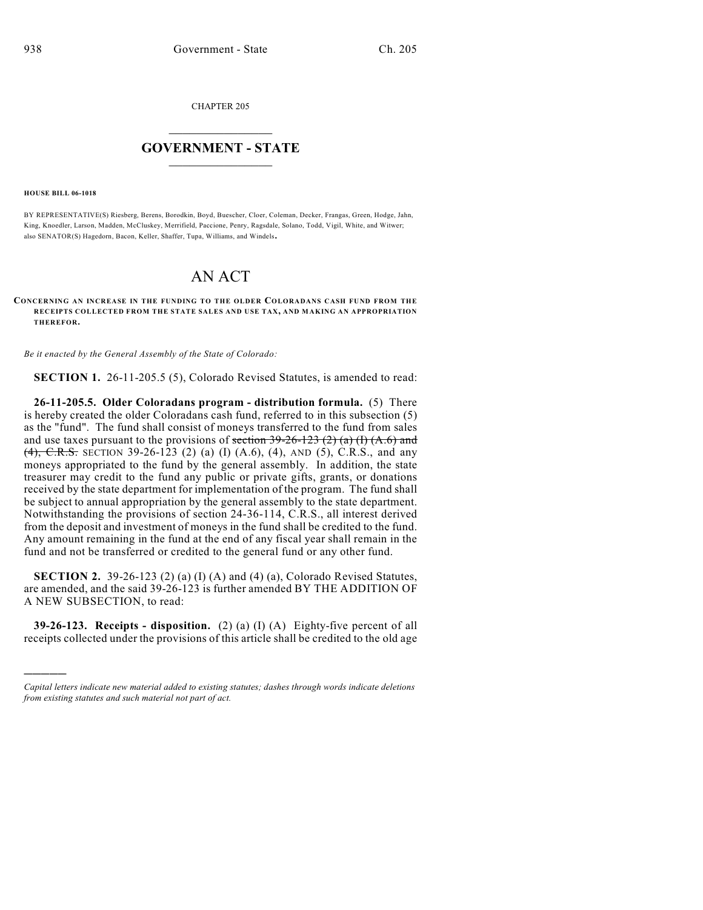CHAPTER 205

# GOVERNMENT - STATE

**HOUSE BILL 06-1018**

BY REPRESENTATIVE(S) Riesberg, Berens, Borodkin, Boyd, Buescher, Cloer, Coleman, Decker, Frangas, Green, Hodge, Jahn, King, Knoedler, Larson, Madden, McCluskey, Merrifield, Paccione, Penry, Ragsdale, Solano, Todd, Vigil, White, and Witwer; also SENATOR(S) Hagedorn, Bacon, Keller, Shaffer, Tupa, Williams, and Windels.

# AN ACT

**CONCERNING AN INCREASE IN THE FUNDING TO THE OLDER COLORADANS CASH FUND FROM THE RECEIPTS COLLECTED FROM THE STATE SALES AND USE TAX, AND MAKING AN APPROPRIATION THEREFOR.**

*Be it enacted by the General Assembly of the State of Colorado:*

**SECTION 1.** 26-11-205.5 (5), Colorado Revised Statutes, is amended to read:

**26-11-205.5. Older Coloradans program - distribution formula.** (5) There is hereby created the older Coloradans cash fund, referred to in this subsection (5) as the "fund". The fund shall consist of moneys transferred to the fund from sales and use taxes pursuant to the provisions of ~~section 39-26-123 (2) (a) (I) (A.6) and (4), C.R.S.~~ SECTION 39-26-123 (2) (a) (I) (A.6), (4), AND (5), C.R.S., and any moneys appropriated to the fund by the general assembly. In addition, the state treasurer may credit to the fund any public or private gifts, grants, or donations received by the state department for implementation of the program. The fund shall be subject to annual appropriation by the general assembly to the state department. Notwithstanding the provisions of section 24-36-114, C.R.S., all interest derived from the deposit and investment of moneys in the fund shall be credited to the fund. Any amount remaining in the fund at the end of any fiscal year shall remain in the fund and not be transferred or credited to the general fund or any other fund.

**SECTION 2.** 39-26-123 (2) (a) (I) (A) and (4) (a), Colorado Revised Statutes, are amended, and the said 39-26-123 is further amended BY THE ADDITION OF A NEW SUBSECTION, to read:

**39-26-123. Receipts - disposition.** (2) (a) (I) (A) Eighty-five percent of all receipts collected under the provisions of this article shall be credited to the old age

*Capital letters indicate new material added to existing statutes; dashes through words indicate deletions from existing statutes and such material not part of act.*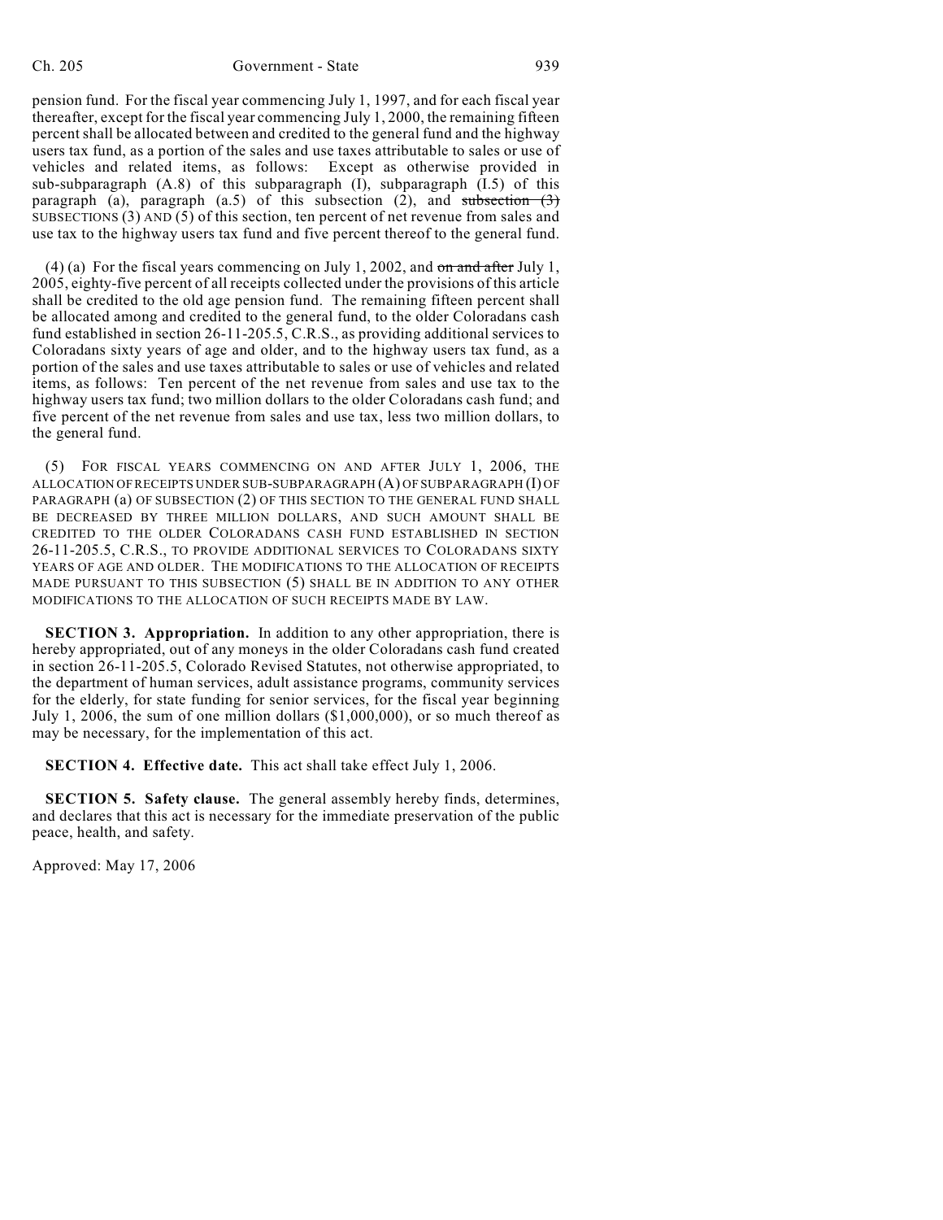pension fund. For the fiscal year commencing July 1, 1997, and for each fiscal year thereafter, except for the fiscal year commencing July 1, 2000, the remaining fifteen percent shall be allocated between and credited to the general fund and the highway users tax fund, as a portion of the sales and use taxes attributable to sales or use of vehicles and related items, as follows: Except as otherwise provided in sub-subparagraph (A.8) of this subparagraph (I), subparagraph (I.5) of this paragraph (a), paragraph (a.5) of this subsection (2), and ~~subsection (3)~~ SUBSECTIONS (3) AND (5) of this section, ten percent of net revenue from sales and use tax to the highway users tax fund and five percent thereof to the general fund.

(4) (a) For the fiscal years commencing on July 1, 2002, and ~~on and after~~ July 1, 2005, eighty-five percent of all receipts collected under the provisions of this article shall be credited to the old age pension fund. The remaining fifteen percent shall be allocated among and credited to the general fund, to the older Coloradans cash fund established in section 26-11-205.5, C.R.S., as providing additional services to Coloradans sixty years of age and older, and to the highway users tax fund, as a portion of the sales and use taxes attributable to sales or use of vehicles and related items, as follows: Ten percent of the net revenue from sales and use tax to the highway users tax fund; two million dollars to the older Coloradans cash fund; and five percent of the net revenue from sales and use tax, less two million dollars, to the general fund.

(5) FOR FISCAL YEARS COMMENCING ON AND AFTER JULY 1, 2006, THE ALLOCATION OF RECEIPTS UNDER SUB-SUBPARAGRAPH (A) OF SUBPARAGRAPH (I) OF PARAGRAPH (a) OF SUBSECTION (2) OF THIS SECTION TO THE GENERAL FUND SHALL BE DECREASED BY THREE MILLION DOLLARS, AND SUCH AMOUNT SHALL BE CREDITED TO THE OLDER COLORADANS CASH FUND ESTABLISHED IN SECTION 26-11-205.5, C.R.S., TO PROVIDE ADDITIONAL SERVICES TO COLORADANS SIXTY YEARS OF AGE AND OLDER. THE MODIFICATIONS TO THE ALLOCATION OF RECEIPTS MADE PURSUANT TO THIS SUBSECTION (5) SHALL BE IN ADDITION TO ANY OTHER MODIFICATIONS TO THE ALLOCATION OF SUCH RECEIPTS MADE BY LAW.

**SECTION 3. Appropriation.** In addition to any other appropriation, there is hereby appropriated, out of any moneys in the older Coloradans cash fund created in section 26-11-205.5, Colorado Revised Statutes, not otherwise appropriated, to the department of human services, adult assistance programs, community services for the elderly, for state funding for senior services, for the fiscal year beginning July 1, 2006, the sum of one million dollars ($1,000,000), or so much thereof as may be necessary, for the implementation of this act.

**SECTION 4. Effective date.** This act shall take effect July 1, 2006.

**SECTION 5. Safety clause.** The general assembly hereby finds, determines, and declares that this act is necessary for the immediate preservation of the public peace, health, and safety.

Approved: May 17, 2006